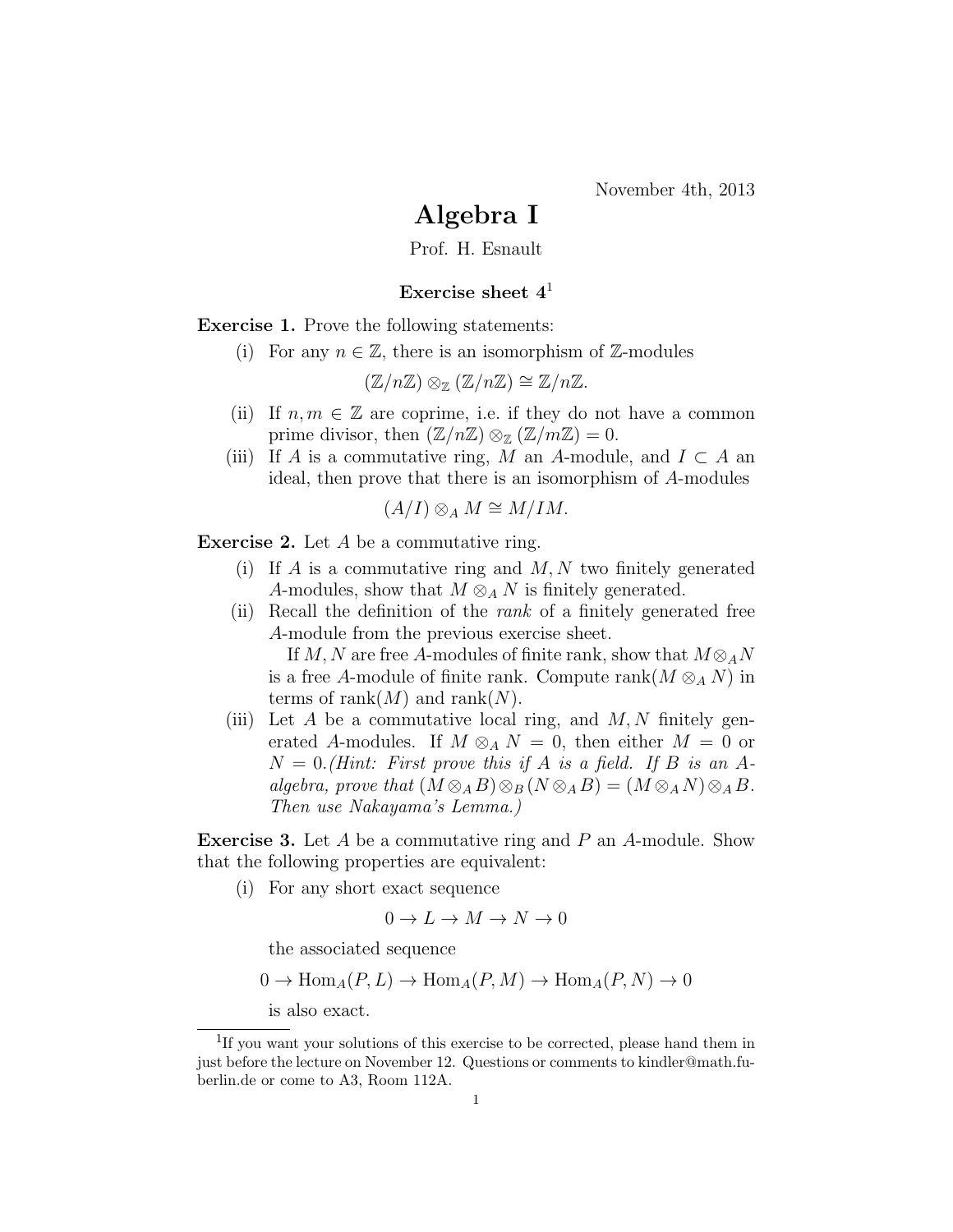November 4th, 2013

# Algebra I

Prof. H. Esnault

### Exercise sheet 4[1]

**Exercise 1.** Prove the following statements:

(i) For any $n \in \mathbb{Z}$, there is an isomorphism of $\mathbb{Z}$-modules

$$(\mathbb{Z}/n\mathbb{Z}) \otimes_{\mathbb{Z}} (\mathbb{Z}/n\mathbb{Z}) \cong \mathbb{Z}/n\mathbb{Z}.$$

(ii) If $n, m \in \mathbb{Z}$ are coprime, i.e. if they do not have a common prime divisor, then $(\mathbb{Z}/n\mathbb{Z}) \otimes_{\mathbb{Z}} (\mathbb{Z}/m\mathbb{Z}) = 0$.

(iii) If $A$ is a commutative ring, $M$ an $A$-module, and $I \subset A$ an ideal, then prove that there is an isomorphism of $A$-modules

$$(A/I) \otimes_A M \cong M/IM.$$

**Exercise 2.** Let $A$ be a commutative ring.

(i) If $A$ is a commutative ring and $M, N$ two finitely generated $A$-modules, show that $M \otimes_A N$ is finitely generated.

(ii) Recall the definition of the *rank* of a finitely generated free $A$-module from the previous exercise sheet.

If $M, N$ are free $A$-modules of finite rank, show that $M \otimes_A N$ is a free $A$-module of finite rank. Compute $\operatorname{rank}(M \otimes_A N)$ in terms of $\operatorname{rank}(M)$ and $\operatorname{rank}(N)$.

(iii) Let $A$ be a commutative local ring, and $M, N$ finitely generated $A$-modules. If $M \otimes_A N = 0$, then either $M = 0$ or $N = 0$. *(Hint: First prove this if $A$ is a field. If $B$ is an $A$-algebra, prove that $(M \otimes_A B) \otimes_B (N \otimes_A B) = (M \otimes_A N) \otimes_A B$. Then use Nakayama's Lemma.)*

**Exercise 3.** Let $A$ be a commutative ring and $P$ an $A$-module. Show that the following properties are equivalent:

(i) For any short exact sequence

$$0 \to L \to M \to N \to 0$$

the associated sequence

$$0 \to \operatorname{Hom}_A(P, L) \to \operatorname{Hom}_A(P, M) \to \operatorname{Hom}_A(P, N) \to 0$$

is also exact.

---

[1] If you want your solutions of this exercise to be corrected, please hand them in just before the lecture on November 12. Questions or comments to kindler@math.fu-berlin.de or come to A3, Room 112A.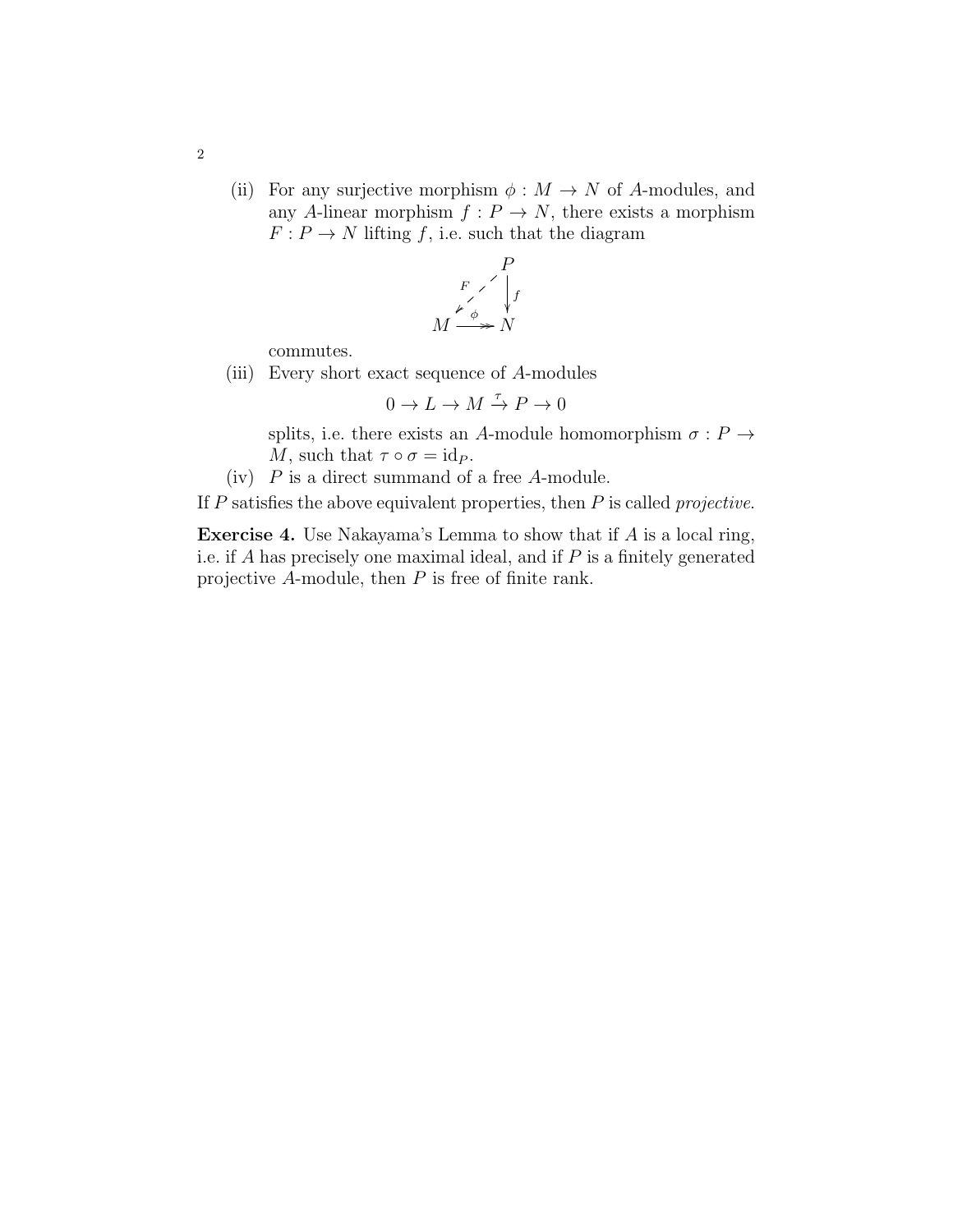(ii) For any surjective morphism $\phi : M \to N$ of $A$-modules, and any $A$-linear morphism $f : P \to N$, there exists a morphism $F : P \to N$ lifting $f$, i.e. such that the diagram

$$\begin{array}{ccc} & & P \\ & \overset{F}{\swarrow} & \downarrow f \\ M & \overset{\phi}{\twoheadrightarrow} & N \end{array}$$

commutes.

(iii) Every short exact sequence of $A$-modules

$$0 \to L \to M \xrightarrow{\tau} P \to 0$$

splits, i.e. there exists an $A$-module homomorphism $\sigma : P \to M$, such that $\tau \circ \sigma = \mathrm{id}_P$.

(iv) $P$ is a direct summand of a free $A$-module.

If $P$ satisfies the above equivalent properties, then $P$ is called *projective*.

**Exercise 4.** Use Nakayama's Lemma to show that if $A$ is a local ring, i.e. if $A$ has precisely one maximal ideal, and if $P$ is a finitely generated projective $A$-module, then $P$ is free of finite rank.